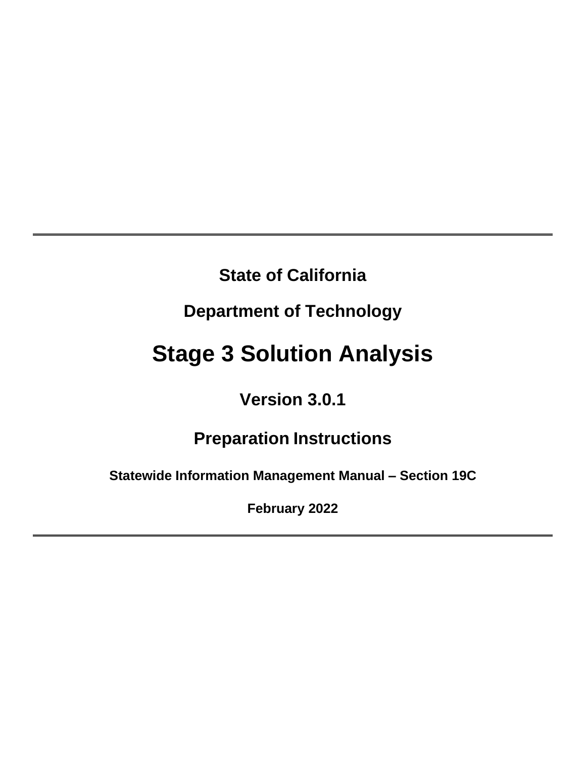**State of California**

**Department of Technology**

# Stage 3 Solution Analysis

**Version 3.0.1**

## Preparation Instructions

**Statewide Information Management Manual – Section 19C**

**February 2022**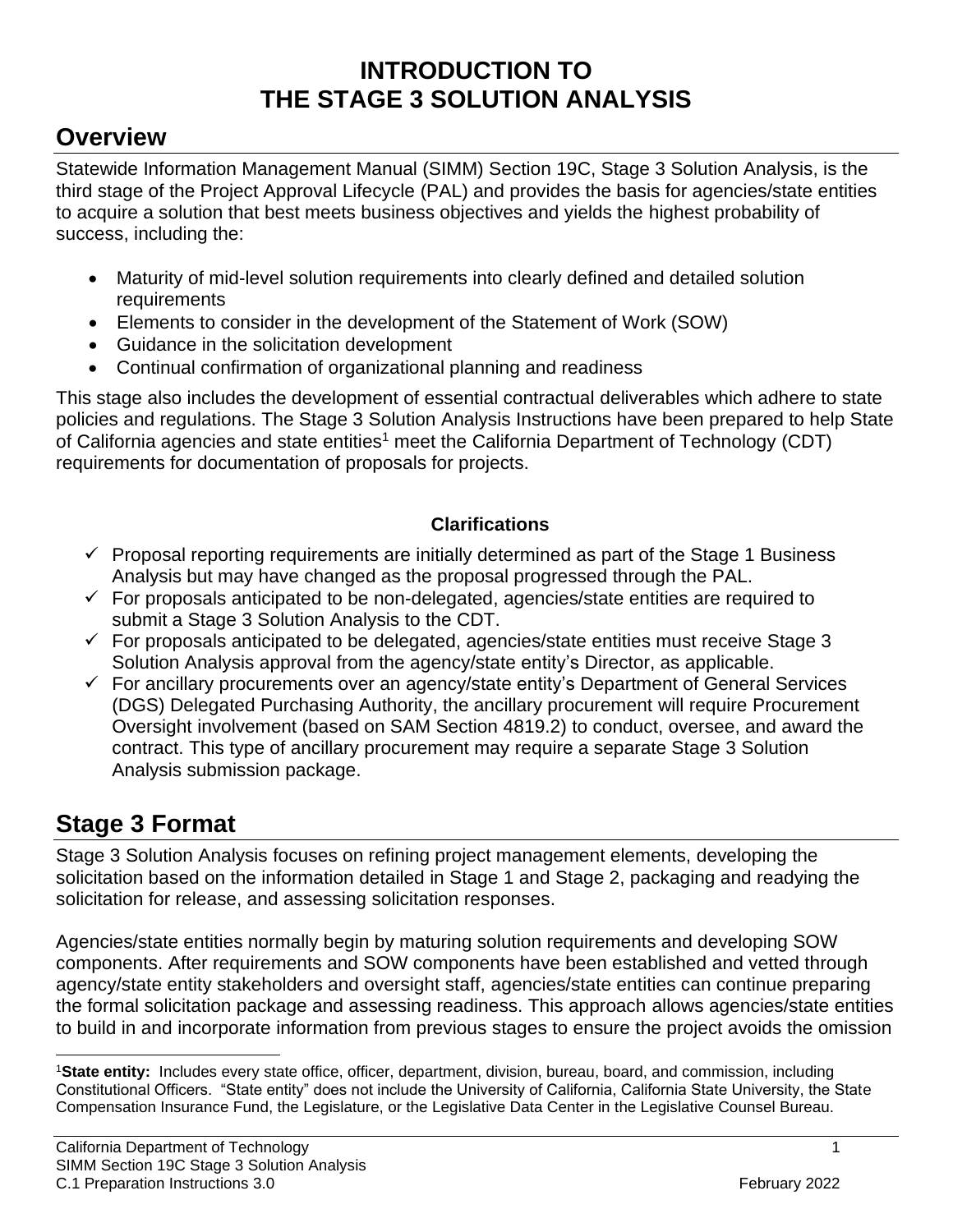# INTRODUCTION TO THE STAGE 3 SOLUTION ANALYSIS

## Overview

Statewide Information Management Manual (SIMM) Section 19C, Stage 3 Solution Analysis, is the third stage of the Project Approval Lifecycle (PAL) and provides the basis for agencies/state entities to acquire a solution that best meets business objectives and yields the highest probability of success, including the:

- Maturity of mid-level solution requirements into clearly defined and detailed solution requirements
- Elements to consider in the development of the Statement of Work (SOW)
- Guidance in the solicitation development
- Continual confirmation of organizational planning and readiness

This stage also includes the development of essential contractual deliverables which adhere to state policies and regulations. The Stage 3 Solution Analysis Instructions have been prepared to help State of California agencies and state entities[1] meet the California Department of Technology (CDT) requirements for documentation of proposals for projects.

**Clarifications**

- ✓ Proposal reporting requirements are initially determined as part of the Stage 1 Business Analysis but may have changed as the proposal progressed through the PAL.
- ✓ For proposals anticipated to be non-delegated, agencies/state entities are required to submit a Stage 3 Solution Analysis to the CDT.
- ✓ For proposals anticipated to be delegated, agencies/state entities must receive Stage 3 Solution Analysis approval from the agency/state entity's Director, as applicable.
- ✓ For ancillary procurements over an agency/state entity's Department of General Services (DGS) Delegated Purchasing Authority, the ancillary procurement will require Procurement Oversight involvement (based on SAM Section 4819.2) to conduct, oversee, and award the contract. This type of ancillary procurement may require a separate Stage 3 Solution Analysis submission package.

## Stage 3 Format

Stage 3 Solution Analysis focuses on refining project management elements, developing the solicitation based on the information detailed in Stage 1 and Stage 2, packaging and readying the solicitation for release, and assessing solicitation responses.

Agencies/state entities normally begin by maturing solution requirements and developing SOW components. After requirements and SOW components have been established and vetted through agency/state entity stakeholders and oversight staff, agencies/state entities can continue preparing the formal solicitation package and assessing readiness. This approach allows agencies/state entities to build in and incorporate information from previous stages to ensure the project avoids the omission

[1]**State entity:** Includes every state office, officer, department, division, bureau, board, and commission, including Constitutional Officers. "State entity" does not include the University of California, California State University, the State Compensation Insurance Fund, the Legislature, or the Legislative Data Center in the Legislative Counsel Bureau.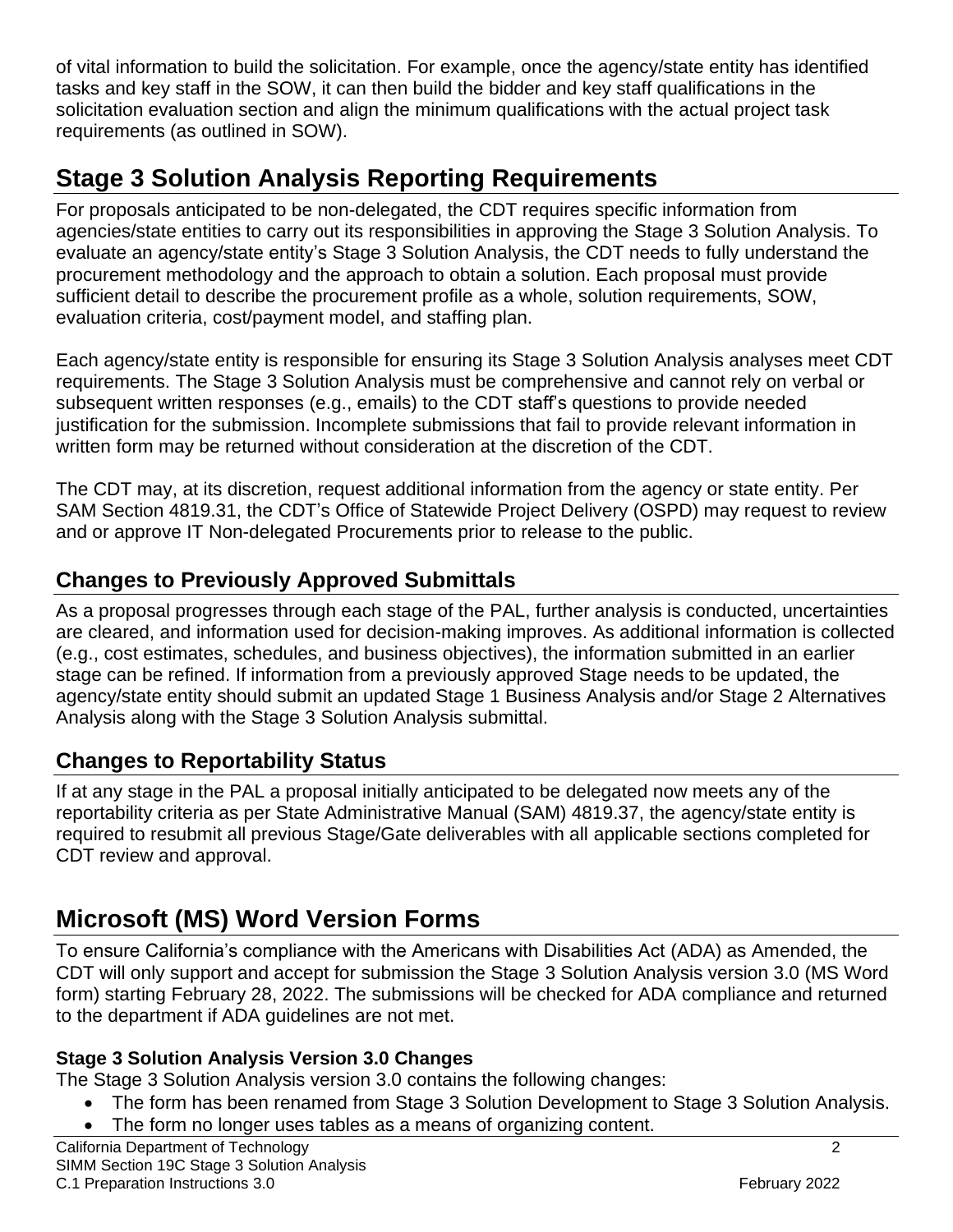of vital information to build the solicitation. For example, once the agency/state entity has identified tasks and key staff in the SOW, it can then build the bidder and key staff qualifications in the solicitation evaluation section and align the minimum qualifications with the actual project task requirements (as outlined in SOW).

# Stage 3 Solution Analysis Reporting Requirements

For proposals anticipated to be non-delegated, the CDT requires specific information from agencies/state entities to carry out its responsibilities in approving the Stage 3 Solution Analysis. To evaluate an agency/state entity's Stage 3 Solution Analysis, the CDT needs to fully understand the procurement methodology and the approach to obtain a solution. Each proposal must provide sufficient detail to describe the procurement profile as a whole, solution requirements, SOW, evaluation criteria, cost/payment model, and staffing plan.

Each agency/state entity is responsible for ensuring its Stage 3 Solution Analysis analyses meet CDT requirements. The Stage 3 Solution Analysis must be comprehensive and cannot rely on verbal or subsequent written responses (e.g., emails) to the CDT staff's questions to provide needed justification for the submission. Incomplete submissions that fail to provide relevant information in written form may be returned without consideration at the discretion of the CDT.

The CDT may, at its discretion, request additional information from the agency or state entity. Per SAM Section 4819.31, the CDT's Office of Statewide Project Delivery (OSPD) may request to review and or approve IT Non-delegated Procurements prior to release to the public.

## Changes to Previously Approved Submittals

As a proposal progresses through each stage of the PAL, further analysis is conducted, uncertainties are cleared, and information used for decision-making improves. As additional information is collected (e.g., cost estimates, schedules, and business objectives), the information submitted in an earlier stage can be refined. If information from a previously approved Stage needs to be updated, the agency/state entity should submit an updated Stage 1 Business Analysis and/or Stage 2 Alternatives Analysis along with the Stage 3 Solution Analysis submittal.

## Changes to Reportability Status

If at any stage in the PAL a proposal initially anticipated to be delegated now meets any of the reportability criteria as per State Administrative Manual (SAM) 4819.37, the agency/state entity is required to resubmit all previous Stage/Gate deliverables with all applicable sections completed for CDT review and approval.

# Microsoft (MS) Word Version Forms

To ensure California's compliance with the Americans with Disabilities Act (ADA) as Amended, the CDT will only support and accept for submission the Stage 3 Solution Analysis version 3.0 (MS Word form) starting February 28, 2022. The submissions will be checked for ADA compliance and returned to the department if ADA guidelines are not met.

### Stage 3 Solution Analysis Version 3.0 Changes

The Stage 3 Solution Analysis version 3.0 contains the following changes:

- The form has been renamed from Stage 3 Solution Development to Stage 3 Solution Analysis.
- The form no longer uses tables as a means of organizing content.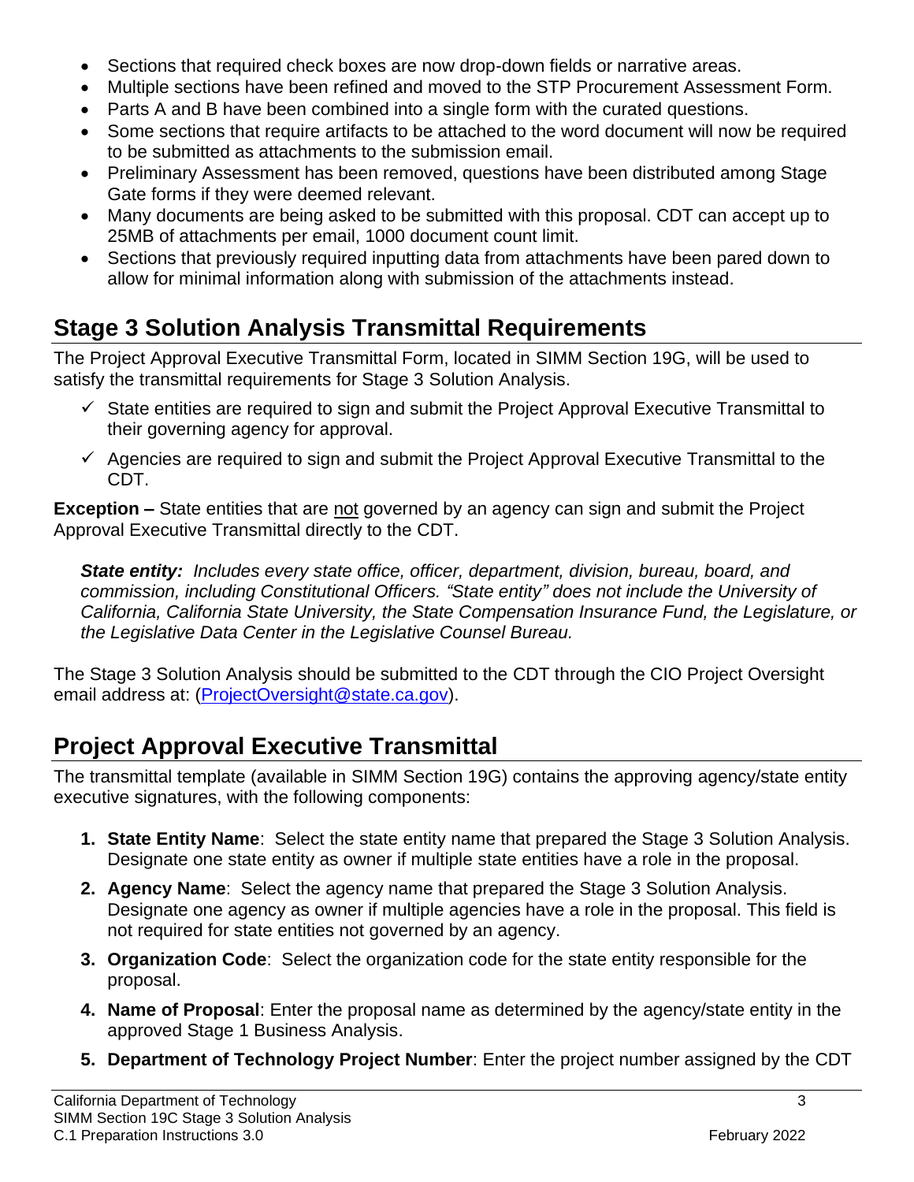- Sections that required check boxes are now drop-down fields or narrative areas.
- Multiple sections have been refined and moved to the STP Procurement Assessment Form.
- Parts A and B have been combined into a single form with the curated questions.
- Some sections that require artifacts to be attached to the word document will now be required to be submitted as attachments to the submission email.
- Preliminary Assessment has been removed, questions have been distributed among Stage Gate forms if they were deemed relevant.
- Many documents are being asked to be submitted with this proposal. CDT can accept up to 25MB of attachments per email, 1000 document count limit.
- Sections that previously required inputting data from attachments have been pared down to allow for minimal information along with submission of the attachments instead.

## Stage 3 Solution Analysis Transmittal Requirements

The Project Approval Executive Transmittal Form, located in SIMM Section 19G, will be used to satisfy the transmittal requirements for Stage 3 Solution Analysis.

- ✓ State entities are required to sign and submit the Project Approval Executive Transmittal to their governing agency for approval.
- ✓ Agencies are required to sign and submit the Project Approval Executive Transmittal to the CDT.

**Exception –** State entities that are <u>not</u> governed by an agency can sign and submit the Project Approval Executive Transmittal directly to the CDT.

> ***State entity:*** *Includes every state office, officer, department, division, bureau, board, and commission, including Constitutional Officers. "State entity" does not include the University of California, California State University, the State Compensation Insurance Fund, the Legislature, or the Legislative Data Center in the Legislative Counsel Bureau.*

The Stage 3 Solution Analysis should be submitted to the CDT through the CIO Project Oversight email address at: (ProjectOversight@state.ca.gov).

## Project Approval Executive Transmittal

The transmittal template (available in SIMM Section 19G) contains the approving agency/state entity executive signatures, with the following components:

1. **State Entity Name**: Select the state entity name that prepared the Stage 3 Solution Analysis. Designate one state entity as owner if multiple state entities have a role in the proposal.
2. **Agency Name**: Select the agency name that prepared the Stage 3 Solution Analysis. Designate one agency as owner if multiple agencies have a role in the proposal. This field is not required for state entities not governed by an agency.
3. **Organization Code**: Select the organization code for the state entity responsible for the proposal.
4. **Name of Proposal**: Enter the proposal name as determined by the agency/state entity in the approved Stage 1 Business Analysis.
5. **Department of Technology Project Number**: Enter the project number assigned by the CDT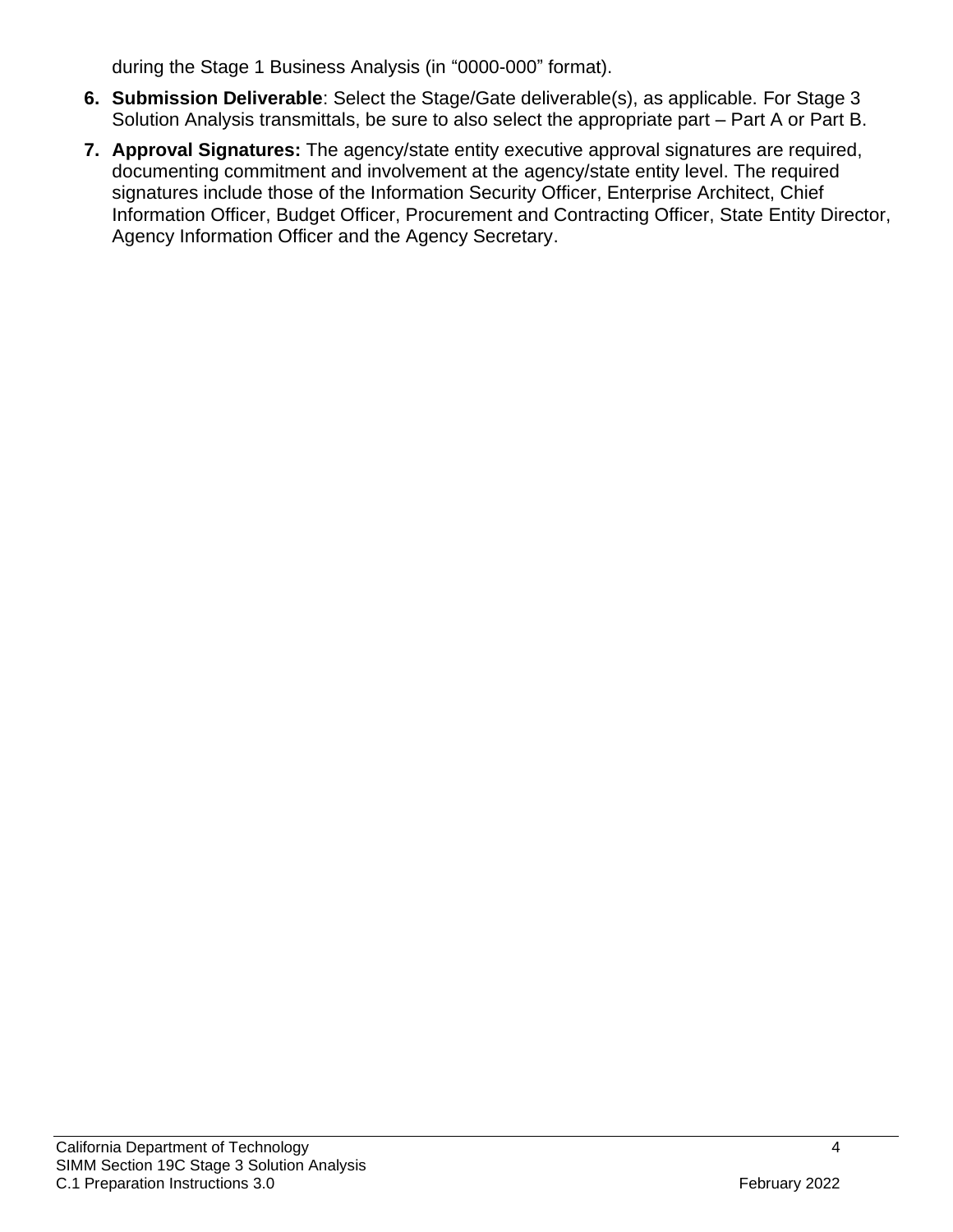during the Stage 1 Business Analysis (in "0000-000" format).

6. **Submission Deliverable**: Select the Stage/Gate deliverable(s), as applicable. For Stage 3 Solution Analysis transmittals, be sure to also select the appropriate part – Part A or Part B.
7. **Approval Signatures:** The agency/state entity executive approval signatures are required, documenting commitment and involvement at the agency/state entity level. The required signatures include those of the Information Security Officer, Enterprise Architect, Chief Information Officer, Budget Officer, Procurement and Contracting Officer, State Entity Director, Agency Information Officer and the Agency Secretary.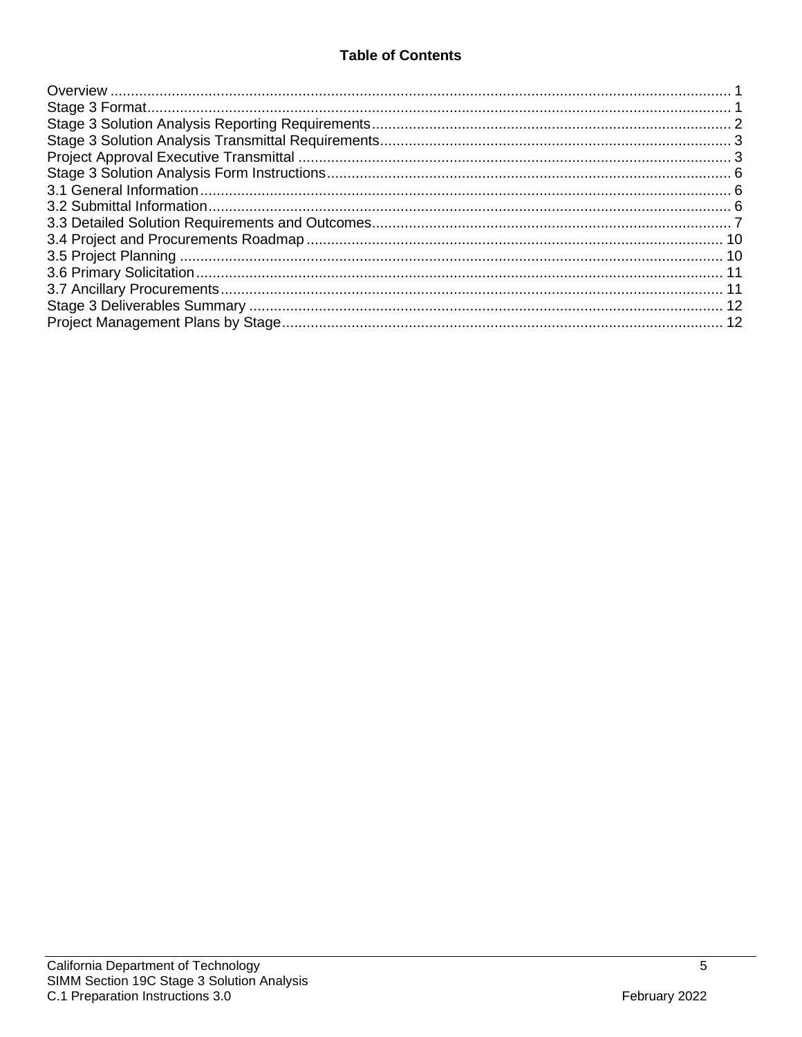**Table of Contents**

Overview ........................................................................................................................................ 1
Stage 3 Format............................................................................................................................. 1
Stage 3 Solution Analysis Reporting Requirements...................................................................... 2
Stage 3 Solution Analysis Transmittal Requirements..................................................................... 3
Project Approval Executive Transmittal ......................................................................................... 3
Stage 3 Solution Analysis Form Instructions.................................................................................. 6
3.1 General Information................................................................................................................. 6
3.2 Submittal Information............................................................................................................... 6
3.3 Detailed Solution Requirements and Outcomes....................................................................... 7
3.4 Project and Procurements Roadmap ..................................................................................... 10
3.5 Project Planning ..................................................................................................................... 10
3.6 Primary Solicitation................................................................................................................. 11
3.7 Ancillary Procurements........................................................................................................... 11
Stage 3 Deliverables Summary .................................................................................................... 12
Project Management Plans by Stage............................................................................................ 12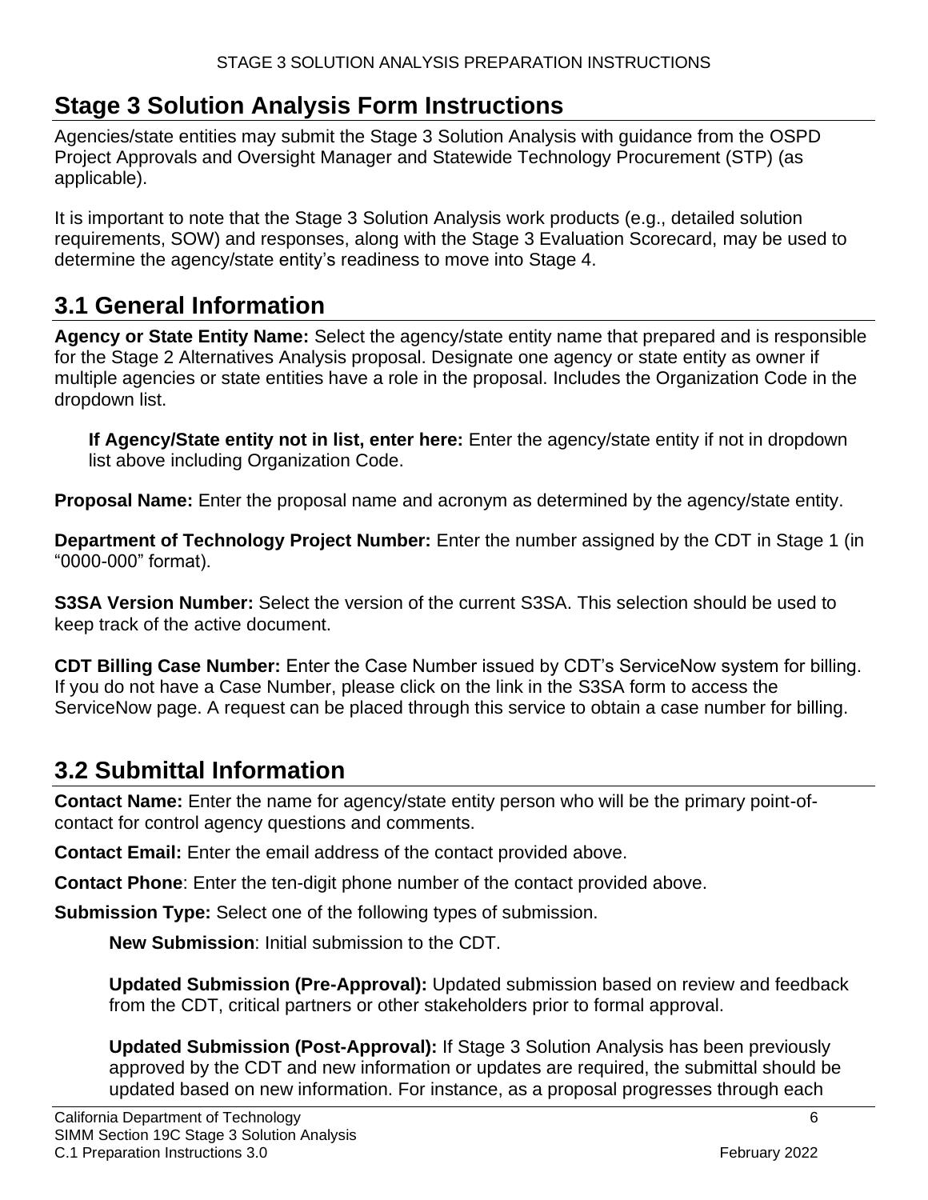# Stage 3 Solution Analysis Form Instructions

Agencies/state entities may submit the Stage 3 Solution Analysis with guidance from the OSPD Project Approvals and Oversight Manager and Statewide Technology Procurement (STP) (as applicable).

It is important to note that the Stage 3 Solution Analysis work products (e.g., detailed solution requirements, SOW) and responses, along with the Stage 3 Evaluation Scorecard, may be used to determine the agency/state entity's readiness to move into Stage 4.

# 3.1 General Information

**Agency or State Entity Name:** Select the agency/state entity name that prepared and is responsible for the Stage 2 Alternatives Analysis proposal. Designate one agency or state entity as owner if multiple agencies or state entities have a role in the proposal. Includes the Organization Code in the dropdown list.

> **If Agency/State entity not in list, enter here:** Enter the agency/state entity if not in dropdown list above including Organization Code.

**Proposal Name:** Enter the proposal name and acronym as determined by the agency/state entity.

**Department of Technology Project Number:** Enter the number assigned by the CDT in Stage 1 (in "0000-000" format).

**S3SA Version Number:** Select the version of the current S3SA. This selection should be used to keep track of the active document.

**CDT Billing Case Number:** Enter the Case Number issued by CDT's ServiceNow system for billing. If you do not have a Case Number, please click on the link in the S3SA form to access the ServiceNow page. A request can be placed through this service to obtain a case number for billing.

# 3.2 Submittal Information

**Contact Name:** Enter the name for agency/state entity person who will be the primary point-of-contact for control agency questions and comments.

**Contact Email:** Enter the email address of the contact provided above.

**Contact Phone**: Enter the ten-digit phone number of the contact provided above.

**Submission Type:** Select one of the following types of submission.

> **New Submission**: Initial submission to the CDT.
>
> **Updated Submission (Pre-Approval):** Updated submission based on review and feedback from the CDT, critical partners or other stakeholders prior to formal approval.
>
> **Updated Submission (Post-Approval):** If Stage 3 Solution Analysis has been previously approved by the CDT and new information or updates are required, the submittal should be updated based on new information. For instance, as a proposal progresses through each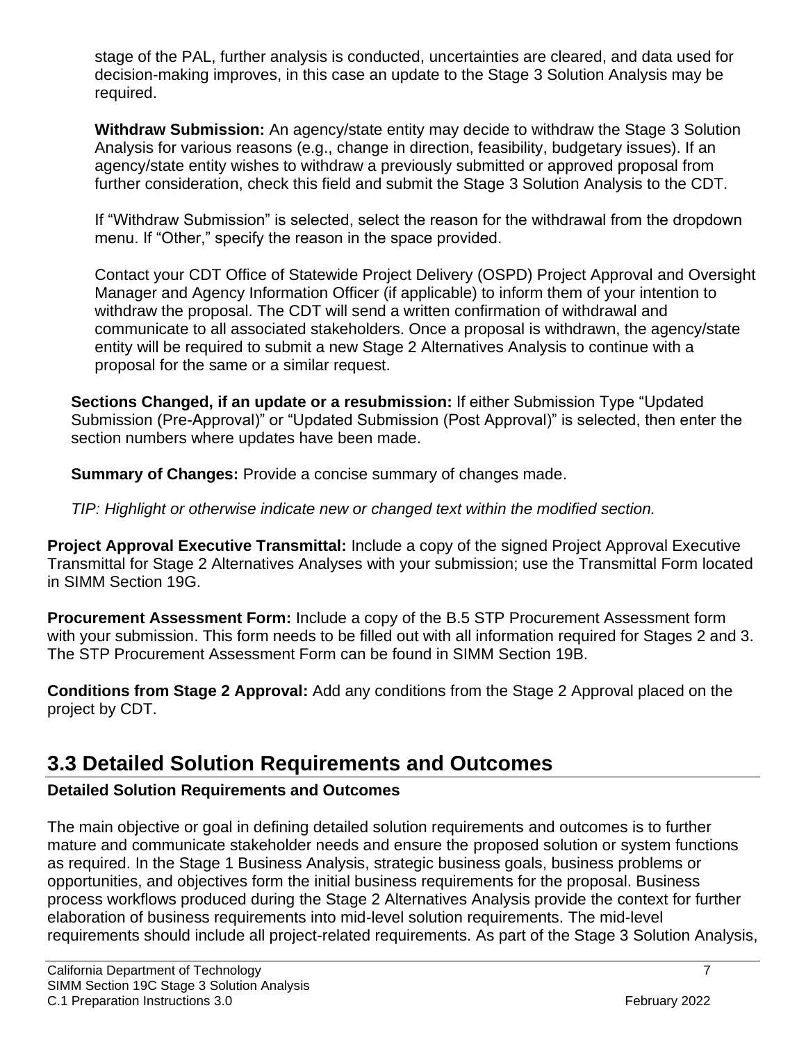stage of the PAL, further analysis is conducted, uncertainties are cleared, and data used for decision-making improves, in this case an update to the Stage 3 Solution Analysis may be required.

**Withdraw Submission:** An agency/state entity may decide to withdraw the Stage 3 Solution Analysis for various reasons (e.g., change in direction, feasibility, budgetary issues). If an agency/state entity wishes to withdraw a previously submitted or approved proposal from further consideration, check this field and submit the Stage 3 Solution Analysis to the CDT.

If "Withdraw Submission" is selected, select the reason for the withdrawal from the dropdown menu. If "Other," specify the reason in the space provided.

Contact your CDT Office of Statewide Project Delivery (OSPD) Project Approval and Oversight Manager and Agency Information Officer (if applicable) to inform them of your intention to withdraw the proposal. The CDT will send a written confirmation of withdrawal and communicate to all associated stakeholders. Once a proposal is withdrawn, the agency/state entity will be required to submit a new Stage 2 Alternatives Analysis to continue with a proposal for the same or a similar request.

**Sections Changed, if an update or a resubmission:** If either Submission Type "Updated Submission (Pre-Approval)" or "Updated Submission (Post Approval)" is selected, then enter the section numbers where updates have been made.

**Summary of Changes:** Provide a concise summary of changes made.

*TIP: Highlight or otherwise indicate new or changed text within the modified section.*

**Project Approval Executive Transmittal:** Include a copy of the signed Project Approval Executive Transmittal for Stage 2 Alternatives Analyses with your submission; use the Transmittal Form located in SIMM Section 19G.

**Procurement Assessment Form:** Include a copy of the B.5 STP Procurement Assessment form with your submission. This form needs to be filled out with all information required for Stages 2 and 3. The STP Procurement Assessment Form can be found in SIMM Section 19B.

**Conditions from Stage 2 Approval:** Add any conditions from the Stage 2 Approval placed on the project by CDT.

## 3.3 Detailed Solution Requirements and Outcomes

**Detailed Solution Requirements and Outcomes**

The main objective or goal in defining detailed solution requirements and outcomes is to further mature and communicate stakeholder needs and ensure the proposed solution or system functions as required. In the Stage 1 Business Analysis, strategic business goals, business problems or opportunities, and objectives form the initial business requirements for the proposal. Business process workflows produced during the Stage 2 Alternatives Analysis provide the context for further elaboration of business requirements into mid-level solution requirements. The mid-level requirements should include all project-related requirements. As part of the Stage 3 Solution Analysis,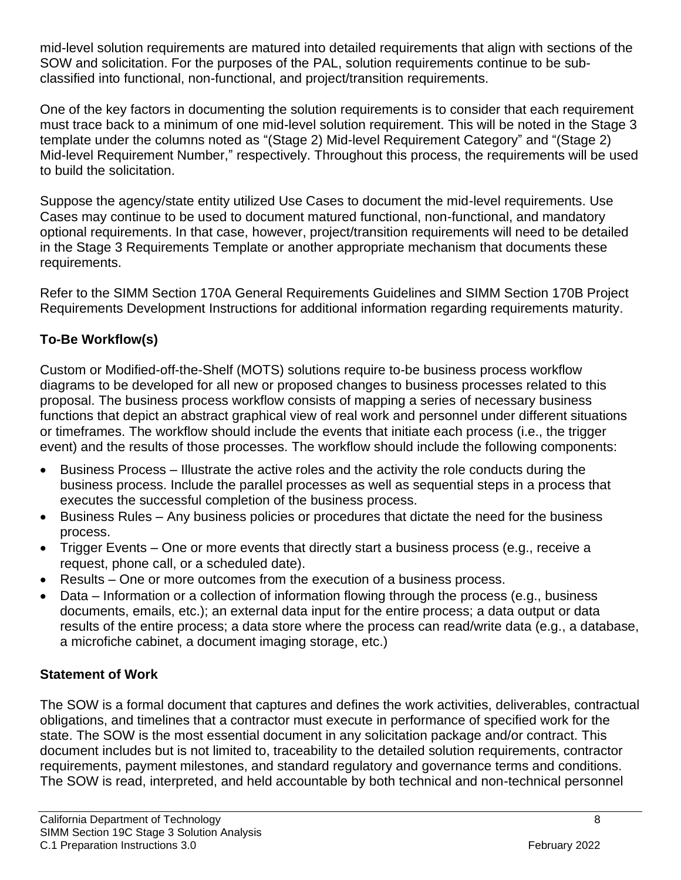mid-level solution requirements are matured into detailed requirements that align with sections of the SOW and solicitation. For the purposes of the PAL, solution requirements continue to be sub-classified into functional, non-functional, and project/transition requirements.

One of the key factors in documenting the solution requirements is to consider that each requirement must trace back to a minimum of one mid-level solution requirement. This will be noted in the Stage 3 template under the columns noted as "(Stage 2) Mid-level Requirement Category" and "(Stage 2) Mid-level Requirement Number," respectively. Throughout this process, the requirements will be used to build the solicitation.

Suppose the agency/state entity utilized Use Cases to document the mid-level requirements. Use Cases may continue to be used to document matured functional, non-functional, and mandatory optional requirements. In that case, however, project/transition requirements will need to be detailed in the Stage 3 Requirements Template or another appropriate mechanism that documents these requirements.

Refer to the SIMM Section 170A General Requirements Guidelines and SIMM Section 170B Project Requirements Development Instructions for additional information regarding requirements maturity.

## To-Be Workflow(s)

Custom or Modified-off-the-Shelf (MOTS) solutions require to-be business process workflow diagrams to be developed for all new or proposed changes to business processes related to this proposal. The business process workflow consists of mapping a series of necessary business functions that depict an abstract graphical view of real work and personnel under different situations or timeframes. The workflow should include the events that initiate each process (i.e., the trigger event) and the results of those processes. The workflow should include the following components:

- Business Process – Illustrate the active roles and the activity the role conducts during the business process. Include the parallel processes as well as sequential steps in a process that executes the successful completion of the business process.
- Business Rules – Any business policies or procedures that dictate the need for the business process.
- Trigger Events – One or more events that directly start a business process (e.g., receive a request, phone call, or a scheduled date).
- Results – One or more outcomes from the execution of a business process.
- Data – Information or a collection of information flowing through the process (e.g., business documents, emails, etc.); an external data input for the entire process; a data output or data results of the entire process; a data store where the process can read/write data (e.g., a database, a microfiche cabinet, a document imaging storage, etc.)

## Statement of Work

The SOW is a formal document that captures and defines the work activities, deliverables, contractual obligations, and timelines that a contractor must execute in performance of specified work for the state. The SOW is the most essential document in any solicitation package and/or contract. This document includes but is not limited to, traceability to the detailed solution requirements, contractor requirements, payment milestones, and standard regulatory and governance terms and conditions. The SOW is read, interpreted, and held accountable by both technical and non-technical personnel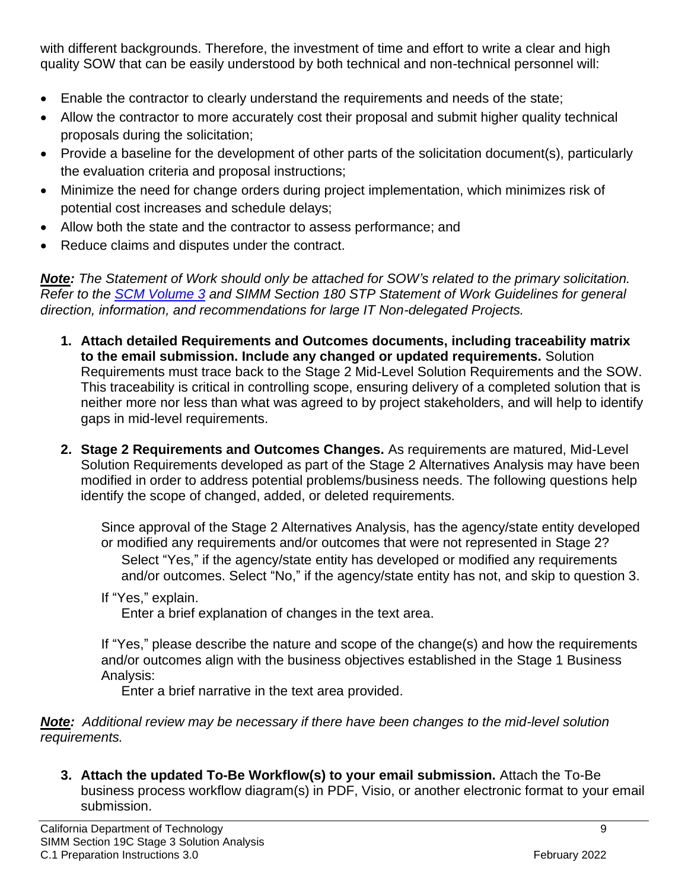with different backgrounds. Therefore, the investment of time and effort to write a clear and high quality SOW that can be easily understood by both technical and non-technical personnel will:

- Enable the contractor to clearly understand the requirements and needs of the state;
- Allow the contractor to more accurately cost their proposal and submit higher quality technical proposals during the solicitation;
- Provide a baseline for the development of other parts of the solicitation document(s), particularly the evaluation criteria and proposal instructions;
- Minimize the need for change orders during project implementation, which minimizes risk of potential cost increases and schedule delays;
- Allow both the state and the contractor to assess performance; and
- Reduce claims and disputes under the contract.

***Note:*** *The Statement of Work should only be attached for SOW's related to the primary solicitation. Refer to the SCM Volume 3 and SIMM Section 180 STP Statement of Work Guidelines for general direction, information, and recommendations for large IT Non-delegated Projects.*

1. **Attach detailed Requirements and Outcomes documents, including traceability matrix to the email submission. Include any changed or updated requirements.** Solution Requirements must trace back to the Stage 2 Mid-Level Solution Requirements and the SOW. This traceability is critical in controlling scope, ensuring delivery of a completed solution that is neither more nor less than what was agreed to by project stakeholders, and will help to identify gaps in mid-level requirements.

2. **Stage 2 Requirements and Outcomes Changes.** As requirements are matured, Mid-Level Solution Requirements developed as part of the Stage 2 Alternatives Analysis may have been modified in order to address potential problems/business needs. The following questions help identify the scope of changed, added, or deleted requirements.

   Since approval of the Stage 2 Alternatives Analysis, has the agency/state entity developed or modified any requirements and/or outcomes that were not represented in Stage 2?
   
   Select "Yes," if the agency/state entity has developed or modified any requirements and/or outcomes. Select "No," if the agency/state entity has not, and skip to question 3.

   If "Yes," explain.
   
   Enter a brief explanation of changes in the text area.

   If "Yes," please describe the nature and scope of the change(s) and how the requirements and/or outcomes align with the business objectives established in the Stage 1 Business Analysis:
   
   Enter a brief narrative in the text area provided.

***Note:*** *Additional review may be necessary if there have been changes to the mid-level solution requirements.*

3. **Attach the updated To-Be Workflow(s) to your email submission.** Attach the To-Be business process workflow diagram(s) in PDF, Visio, or another electronic format to your email submission.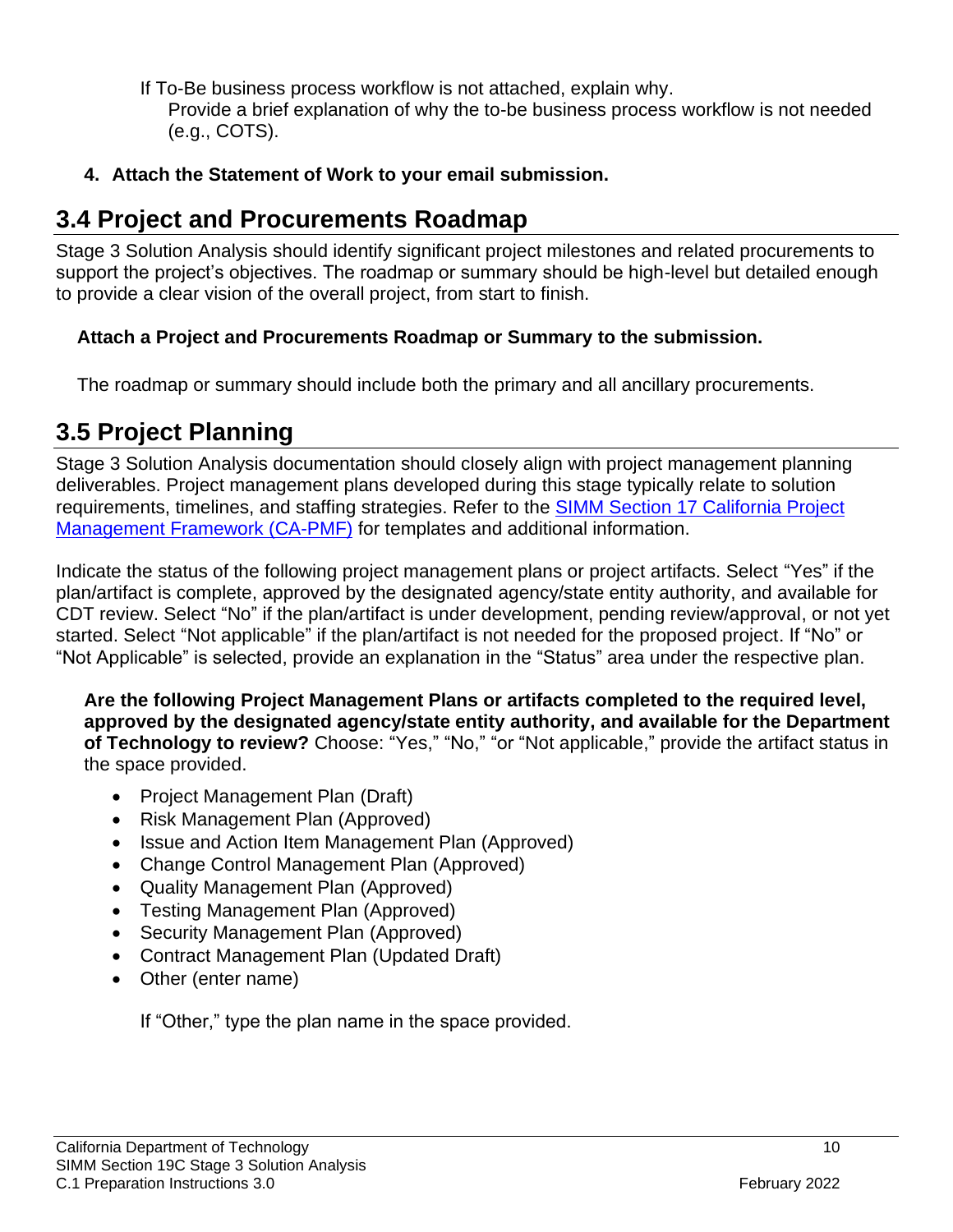If To-Be business process workflow is not attached, explain why.

Provide a brief explanation of why the to-be business process workflow is not needed (e.g., COTS).

4. **Attach the Statement of Work to your email submission.**

## 3.4 Project and Procurements Roadmap

Stage 3 Solution Analysis should identify significant project milestones and related procurements to support the project's objectives. The roadmap or summary should be high-level but detailed enough to provide a clear vision of the overall project, from start to finish.

**Attach a Project and Procurements Roadmap or Summary to the submission.**

The roadmap or summary should include both the primary and all ancillary procurements.

## 3.5 Project Planning

Stage 3 Solution Analysis documentation should closely align with project management planning deliverables. Project management plans developed during this stage typically relate to solution requirements, timelines, and staffing strategies. Refer to the [SIMM Section 17 California Project Management Framework (CA-PMF)](SIMM Section 17 California Project Management Framework (CA-PMF)) for templates and additional information.

Indicate the status of the following project management plans or project artifacts. Select "Yes" if the plan/artifact is complete, approved by the designated agency/state entity authority, and available for CDT review. Select "No" if the plan/artifact is under development, pending review/approval, or not yet started. Select "Not applicable" if the plan/artifact is not needed for the proposed project. If "No" or "Not Applicable" is selected, provide an explanation in the "Status" area under the respective plan.

**Are the following Project Management Plans or artifacts completed to the required level, approved by the designated agency/state entity authority, and available for the Department of Technology to review?** Choose: "Yes," "No," "or "Not applicable," provide the artifact status in the space provided.

- Project Management Plan (Draft)
- Risk Management Plan (Approved)
- Issue and Action Item Management Plan (Approved)
- Change Control Management Plan (Approved)
- Quality Management Plan (Approved)
- Testing Management Plan (Approved)
- Security Management Plan (Approved)
- Contract Management Plan (Updated Draft)
- Other (enter name)

If "Other," type the plan name in the space provided.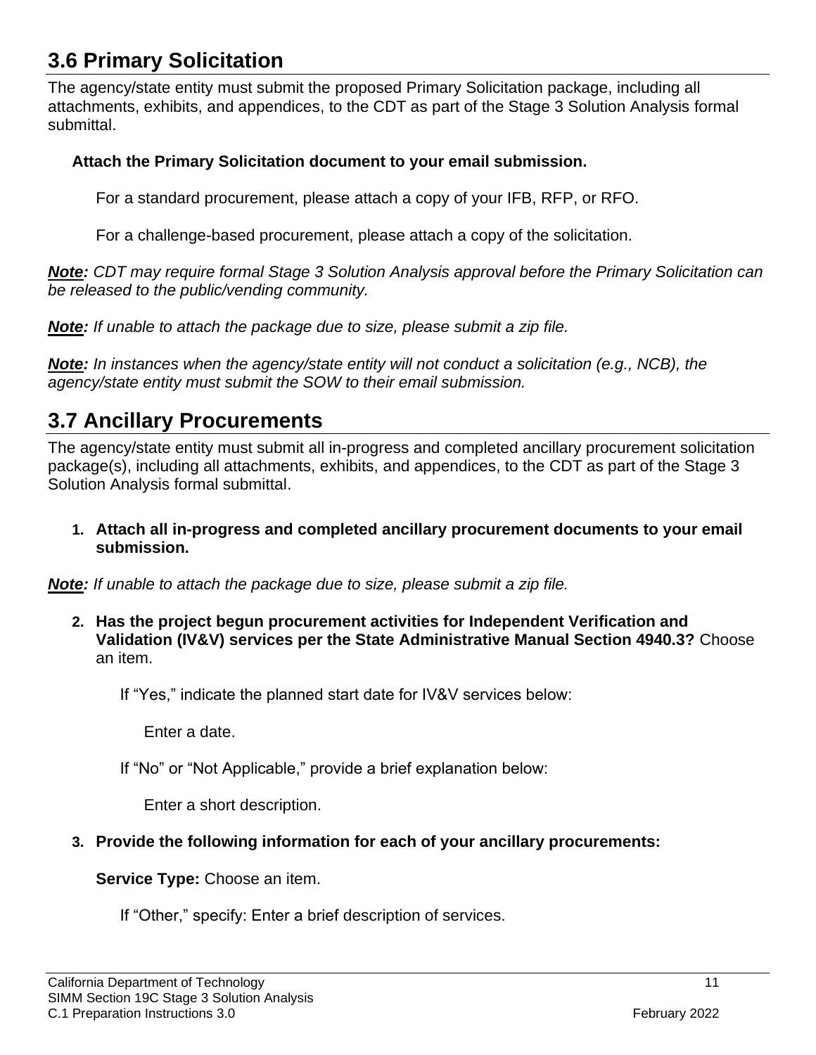## 3.6 Primary Solicitation

The agency/state entity must submit the proposed Primary Solicitation package, including all attachments, exhibits, and appendices, to the CDT as part of the Stage 3 Solution Analysis formal submittal.

**Attach the Primary Solicitation document to your email submission.**

For a standard procurement, please attach a copy of your IFB, RFP, or RFO.

For a challenge-based procurement, please attach a copy of the solicitation.

***Note:*** *CDT may require formal Stage 3 Solution Analysis approval before the Primary Solicitation can be released to the public/vending community.*

***Note:*** *If unable to attach the package due to size, please submit a zip file.*

***Note:*** *In instances when the agency/state entity will not conduct a solicitation (e.g., NCB), the agency/state entity must submit the SOW to their email submission.*

## 3.7 Ancillary Procurements

The agency/state entity must submit all in-progress and completed ancillary procurement solicitation package(s), including all attachments, exhibits, and appendices, to the CDT as part of the Stage 3 Solution Analysis formal submittal.

1. **Attach all in-progress and completed ancillary procurement documents to your email submission.**

***Note:*** *If unable to attach the package due to size, please submit a zip file.*

2. **Has the project begun procurement activities for Independent Verification and Validation (IV&V) services per the State Administrative Manual Section 4940.3?** Choose an item.

   If "Yes," indicate the planned start date for IV&V services below:

   Enter a date.

   If "No" or "Not Applicable," provide a brief explanation below:

   Enter a short description.

3. **Provide the following information for each of your ancillary procurements:**

   **Service Type:** Choose an item.

   If "Other," specify: Enter a brief description of services.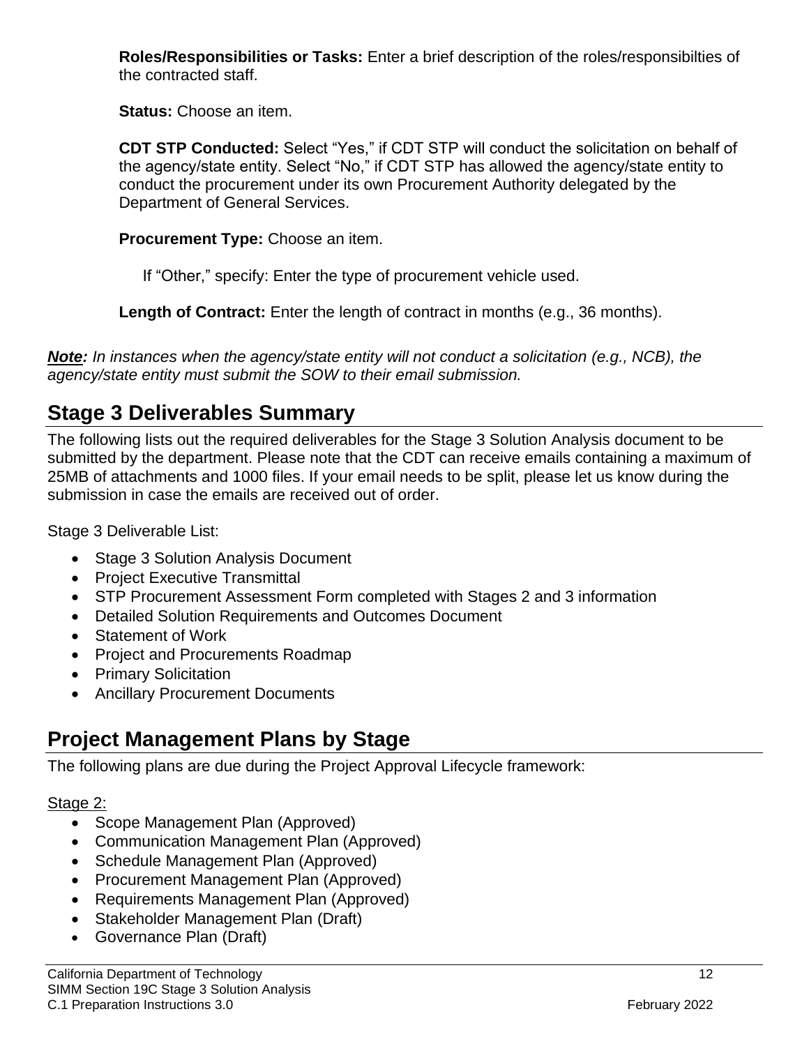**Roles/Responsibilities or Tasks:** Enter a brief description of the roles/responsibilties of the contracted staff.

**Status:** Choose an item.

**CDT STP Conducted:** Select "Yes," if CDT STP will conduct the solicitation on behalf of the agency/state entity. Select "No," if CDT STP has allowed the agency/state entity to conduct the procurement under its own Procurement Authority delegated by the Department of General Services.

**Procurement Type:** Choose an item.

If "Other," specify: Enter the type of procurement vehicle used.

**Length of Contract:** Enter the length of contract in months (e.g., 36 months).

***Note:*** *In instances when the agency/state entity will not conduct a solicitation (e.g., NCB), the agency/state entity must submit the SOW to their email submission.*

## Stage 3 Deliverables Summary

The following lists out the required deliverables for the Stage 3 Solution Analysis document to be submitted by the department. Please note that the CDT can receive emails containing a maximum of 25MB of attachments and 1000 files. If your email needs to be split, please let us know during the submission in case the emails are received out of order.

Stage 3 Deliverable List:

- Stage 3 Solution Analysis Document
- Project Executive Transmittal
- STP Procurement Assessment Form completed with Stages 2 and 3 information
- Detailed Solution Requirements and Outcomes Document
- Statement of Work
- Project and Procurements Roadmap
- Primary Solicitation
- Ancillary Procurement Documents

## Project Management Plans by Stage

The following plans are due during the Project Approval Lifecycle framework:

Stage 2:

- Scope Management Plan (Approved)
- Communication Management Plan (Approved)
- Schedule Management Plan (Approved)
- Procurement Management Plan (Approved)
- Requirements Management Plan (Approved)
- Stakeholder Management Plan (Draft)
- Governance Plan (Draft)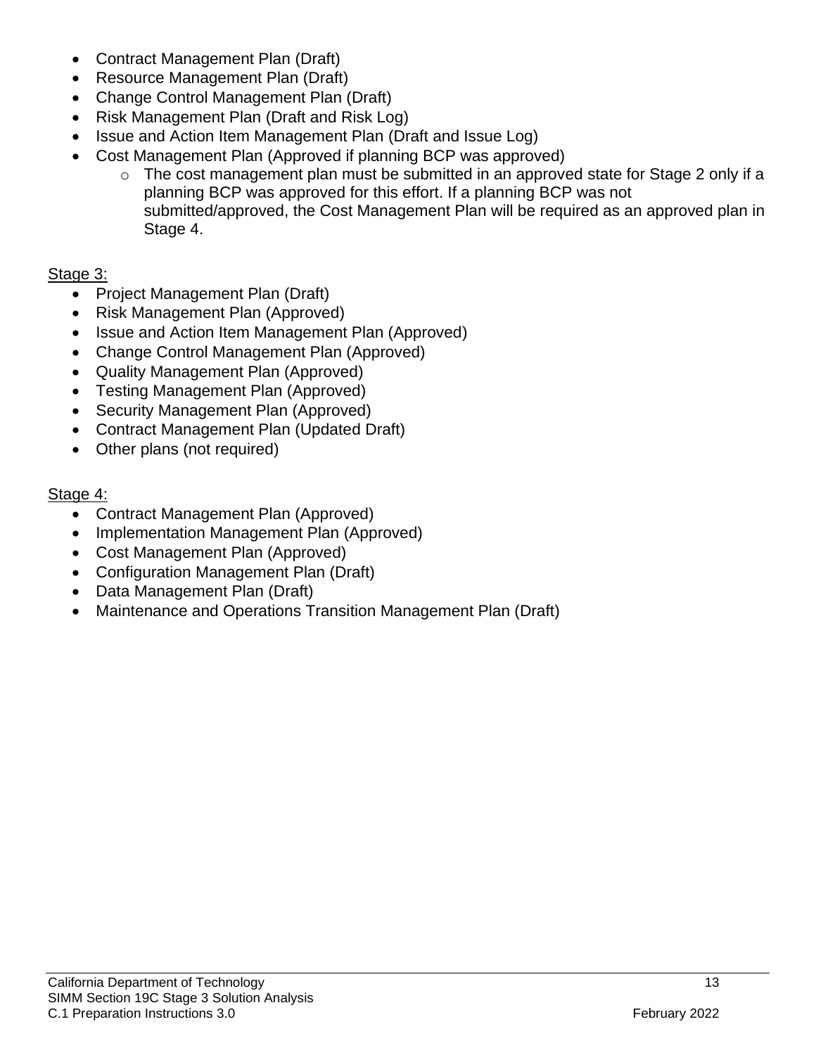- Contract Management Plan (Draft)
- Resource Management Plan (Draft)
- Change Control Management Plan (Draft)
- Risk Management Plan (Draft and Risk Log)
- Issue and Action Item Management Plan (Draft and Issue Log)
- Cost Management Plan (Approved if planning BCP was approved)
    - The cost management plan must be submitted in an approved state for Stage 2 only if a planning BCP was approved for this effort. If a planning BCP was not submitted/approved, the Cost Management Plan will be required as an approved plan in Stage 4.

<u>Stage 3:</u>

- Project Management Plan (Draft)
- Risk Management Plan (Approved)
- Issue and Action Item Management Plan (Approved)
- Change Control Management Plan (Approved)
- Quality Management Plan (Approved)
- Testing Management Plan (Approved)
- Security Management Plan (Approved)
- Contract Management Plan (Updated Draft)
- Other plans (not required)

<u>Stage 4:</u>

- Contract Management Plan (Approved)
- Implementation Management Plan (Approved)
- Cost Management Plan (Approved)
- Configuration Management Plan (Draft)
- Data Management Plan (Draft)
- Maintenance and Operations Transition Management Plan (Draft)